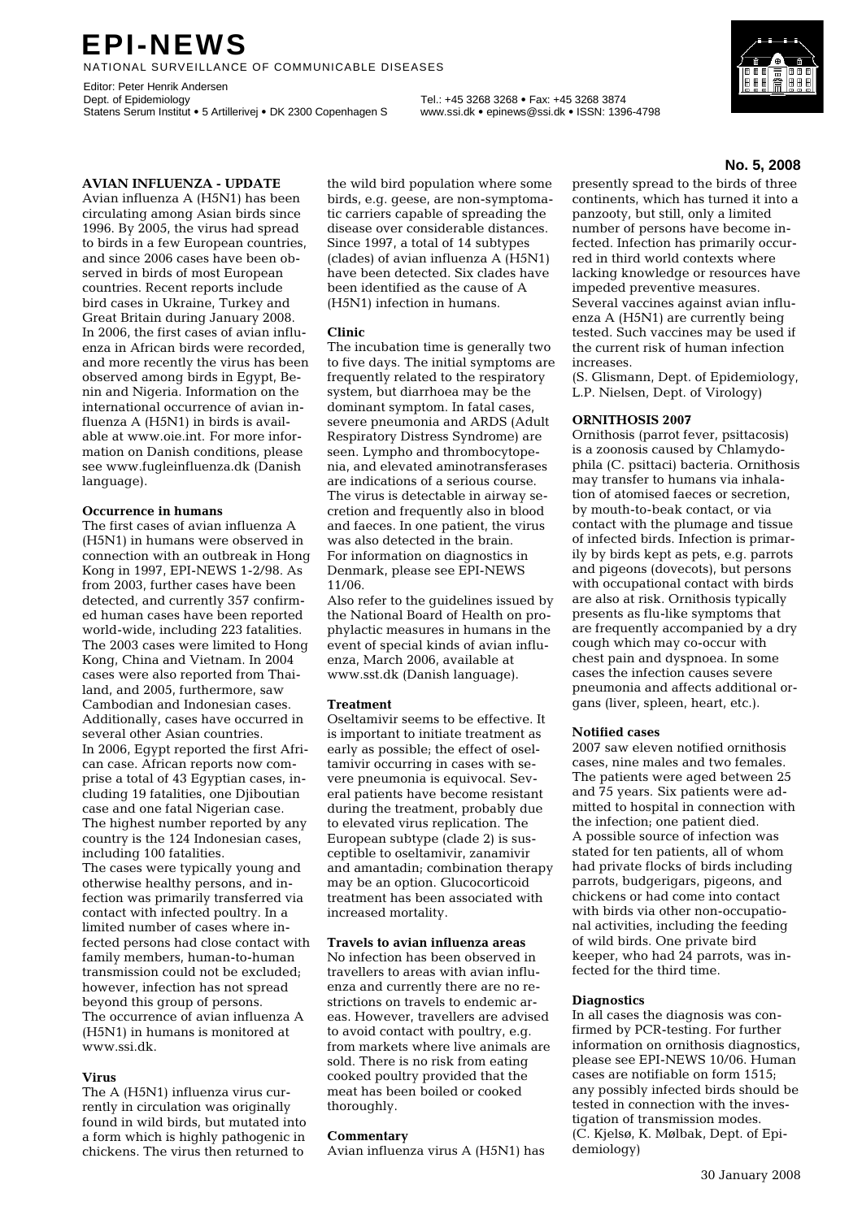# EPI-NEWS

NATIONAL SURVEILLANCE OF COMMUNICABLE DISEASES

Editor: Peter Henrik Andersen
Dept. of Epidemiology
Statens Serum Institut • 5 Artillerivej • DK 2300 Copenhagen S

Tel.: +45 3268 3268 • Fax: +45 3268 3874
www.ssi.dk • epinews@ssi.dk • ISSN: 1396-4798

**No. 5, 2008**

## AVIAN INFLUENZA - UPDATE

Avian influenza A (H5N1) has been circulating among Asian birds since 1996. By 2005, the virus had spread to birds in a few European countries, and since 2006 cases have been observed in birds of most European countries. Recent reports include bird cases in Ukraine, Turkey and Great Britain during January 2008. In 2006, the first cases of avian influenza in African birds were recorded, and more recently the virus has been observed among birds in Egypt, Benin and Nigeria. Information on the international occurrence of avian influenza A (H5N1) in birds is available at www.oie.int. For more information on Danish conditions, please see www.fugleinfluenza.dk (Danish language).

### Occurrence in humans

The first cases of avian influenza A (H5N1) in humans were observed in connection with an outbreak in Hong Kong in 1997, EPI-NEWS 1-2/98. As from 2003, further cases have been detected, and currently 357 confirmed human cases have been reported world-wide, including 223 fatalities. The 2003 cases were limited to Hong Kong, China and Vietnam. In 2004 cases were also reported from Thailand, and 2005, furthermore, saw Cambodian and Indonesian cases. Additionally, cases have occurred in several other Asian countries.
In 2006, Egypt reported the first African case. African reports now comprise a total of 43 Egyptian cases, including 19 fatalities, one Djiboutian case and one fatal Nigerian case. The highest number reported by any country is the 124 Indonesian cases, including 100 fatalities.
The cases were typically young and otherwise healthy persons, and infection was primarily transferred via contact with infected poultry. In a limited number of cases where infected persons had close contact with family members, human-to-human transmission could not be excluded; however, infection has not spread beyond this group of persons.
The occurrence of avian influenza A (H5N1) in humans is monitored at www.ssi.dk.

### Virus

The A (H5N1) influenza virus currently in circulation was originally found in wild birds, but mutated into a form which is highly pathogenic in chickens. The virus then returned to the wild bird population where some birds, e.g. geese, are non-symptomatic carriers capable of spreading the disease over considerable distances. Since 1997, a total of 14 subtypes (clades) of avian influenza A (H5N1) have been detected. Six clades have been identified as the cause of A (H5N1) infection in humans.

### Clinic

The incubation time is generally two to five days. The initial symptoms are frequently related to the respiratory system, but diarrhoea may be the dominant symptom. In fatal cases, severe pneumonia and ARDS (Adult Respiratory Distress Syndrome) are seen. Lympho and thrombocytopenia, and elevated aminotransferases are indications of a serious course. The virus is detectable in airway secretion and frequently also in blood and faeces. In one patient, the virus was also detected in the brain.
For information on diagnostics in Denmark, please see EPI-NEWS 11/06.
Also refer to the guidelines issued by the National Board of Health on prophylactic measures in humans in the event of special kinds of avian influenza, March 2006, available at www.sst.dk (Danish language).

### Treatment

Oseltamivir seems to be effective. It is important to initiate treatment as early as possible; the effect of oseltamivir occurring in cases with severe pneumonia is equivocal. Several patients have become resistant during the treatment, probably due to elevated virus replication. The European subtype (clade 2) is susceptible to oseltamivir, zanamivir and amantadin; combination therapy may be an option. Glucocorticoid treatment has been associated with increased mortality.

### Travels to avian influenza areas

No infection has been observed in travellers to areas with avian influenza and currently there are no restrictions on travels to endemic areas. However, travellers are advised to avoid contact with poultry, e.g. from markets where live animals are sold. There is no risk from eating cooked poultry provided that the meat has been boiled or cooked thoroughly.

### Commentary

Avian influenza virus A (H5N1) has presently spread to the birds of three continents, which has turned it into a panzooty, but still, only a limited number of persons have become infected. Infection has primarily occurred in third world contexts where lacking knowledge or resources have impeded preventive measures.
Several vaccines against avian influenza A (H5N1) are currently being tested. Such vaccines may be used if the current risk of human infection increases.
(S. Glismann, Dept. of Epidemiology, L.P. Nielsen, Dept. of Virology)

## ORNITHOSIS 2007

Ornithosis (parrot fever, psittacosis) is a zoonosis caused by Chlamydophila (C. psittaci) bacteria. Ornithosis may transfer to humans via inhalation of atomised faeces or secretion, by mouth-to-beak contact, or via contact with the plumage and tissue of infected birds. Infection is primarily by birds kept as pets, e.g. parrots and pigeons (dovecots), but persons with occupational contact with birds are also at risk. Ornithosis typically presents as flu-like symptoms that are frequently accompanied by a dry cough which may co-occur with chest pain and dyspnoea. In some cases the infection causes severe pneumonia and affects additional organs (liver, spleen, heart, etc.).

### Notified cases

2007 saw eleven notified ornithosis cases, nine males and two females. The patients were aged between 25 and 75 years. Six patients were admitted to hospital in connection with the infection; one patient died.
A possible source of infection was stated for ten patients, all of whom had private flocks of birds including parrots, budgerigars, pigeons, and chickens or had come into contact with birds via other non-occupational activities, including the feeding of wild birds. One private bird keeper, who had 24 parrots, was infected for the third time.

### Diagnostics

In all cases the diagnosis was confirmed by PCR-testing. For further information on ornithosis diagnostics, please see EPI-NEWS 10/06. Human cases are notifiable on form 1515; any possibly infected birds should be tested in connection with the investigation of transmission modes.
(C. Kjelsø, K. Mølbak, Dept. of Epidemiology)

30 January 2008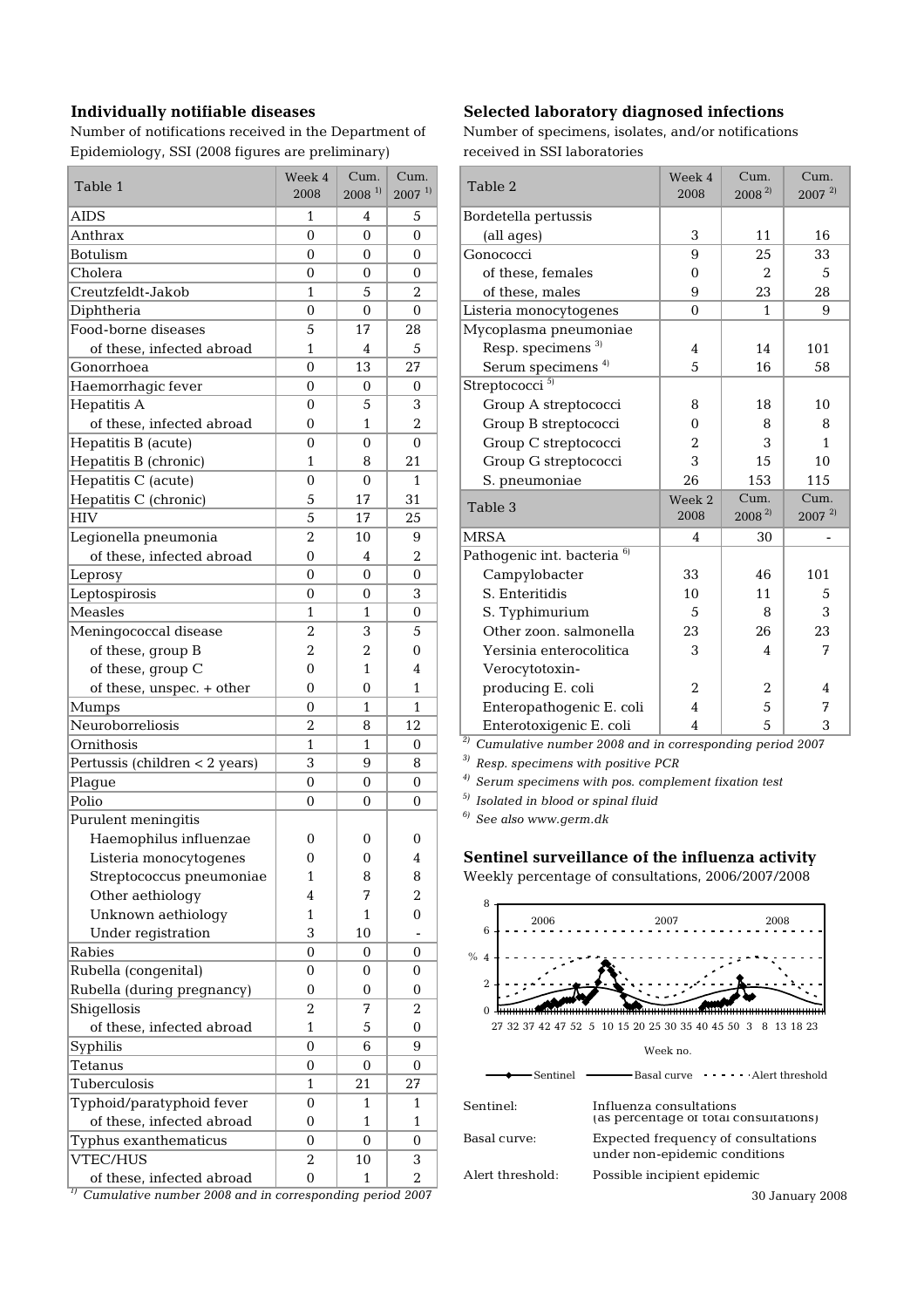## Individually notifiable diseases

Number of notifications received in the Department of Epidemiology, SSI (2008 figures are preliminary)

| Table 1 | Week 4 2008 | Cum. 2008 [1)] | Cum. 2007 [1)] |
|---|---|---|---|
| AIDS | 1 | 4 | 5 |
| Anthrax | 0 | 0 | 0 |
| Botulism | 0 | 0 | 0 |
| Cholera | 0 | 0 | 0 |
| Creutzfeldt-Jakob | 1 | 5 | 2 |
| Diphtheria | 0 | 0 | 0 |
| Food-borne diseases | 5 | 17 | 28 |
| of these, infected abroad | 1 | 4 | 5 |
| Gonorrhoea | 0 | 13 | 27 |
| Haemorrhagic fever | 0 | 0 | 0 |
| Hepatitis A | 0 | 5 | 3 |
| of these, infected abroad | 0 | 1 | 2 |
| Hepatitis B (acute) | 0 | 0 | 0 |
| Hepatitis B (chronic) | 1 | 8 | 21 |
| Hepatitis C (acute) | 0 | 0 | 1 |
| Hepatitis C (chronic) | 5 | 17 | 31 |
| HIV | 5 | 17 | 25 |
| Legionella pneumonia | 2 | 10 | 9 |
| of these, infected abroad | 0 | 4 | 2 |
| Leprosy | 0 | 0 | 0 |
| Leptospirosis | 0 | 0 | 3 |
| Measles | 1 | 1 | 0 |
| Meningococcal disease | 2 | 3 | 5 |
| of these, group B | 2 | 2 | 0 |
| of these, group C | 0 | 1 | 4 |
| of these, unspec. + other | 0 | 0 | 1 |
| Mumps | 0 | 1 | 1 |
| Neuroborreliosis | 2 | 8 | 12 |
| Ornithosis | 1 | 1 | 0 |
| Pertussis (children < 2 years) | 3 | 9 | 8 |
| Plague | 0 | 0 | 0 |
| Polio | 0 | 0 | 0 |
| Purulent meningitis | | | |
| Haemophilus influenzae | 0 | 0 | 0 |
| Listeria monocytogenes | 0 | 0 | 4 |
| Streptococcus pneumoniae | 1 | 8 | 8 |
| Other aethiology | 4 | 7 | 2 |
| Unknown aethiology | 1 | 1 | 0 |
| Under registration | 3 | 10 | - |
| Rabies | 0 | 0 | 0 |
| Rubella (congenital) | 0 | 0 | 0 |
| Rubella (during pregnancy) | 0 | 0 | 0 |
| Shigellosis | 2 | 7 | 2 |
| of these, infected abroad | 1 | 5 | 0 |
| Syphilis | 0 | 6 | 9 |
| Tetanus | 0 | 0 | 0 |
| Tuberculosis | 1 | 21 | 27 |
| Typhoid/paratyphoid fever | 0 | 1 | 1 |
| of these, infected abroad | 0 | 1 | 1 |
| Typhus exanthematicus | 0 | 0 | 0 |
| VTEC/HUS | 2 | 10 | 3 |
| of these, infected abroad | 0 | 1 | 2 |

*1) Cumulative number 2008 and in corresponding period 2007*

## Selected laboratory diagnosed infections

Number of specimens, isolates, and/or notifications received in SSI laboratories

| Table 2 | Week 4 2008 | Cum. 2008 [2)] | Cum. 2007 [2)] |
|---|---|---|---|
| Bordetella pertussis (all ages) | 3 | 11 | 16 |
| Gonococci | 9 | 25 | 33 |
| of these, females | 0 | 2 | 5 |
| of these, males | 9 | 23 | 28 |
| Listeria monocytogenes | 0 | 1 | 9 |
| Mycoplasma pneumoniae | | | |
| Resp. specimens [3)] | 4 | 14 | 101 |
| Serum specimens [4)] | 5 | 16 | 58 |
| Streptococci [5)] | | | |
| Group A streptococci | 8 | 18 | 10 |
| Group B streptococci | 0 | 8 | 8 |
| Group C streptococci | 2 | 3 | 1 |
| Group G streptococci | 3 | 15 | 10 |
| S. pneumoniae | 26 | 153 | 115 |

| Table 3 | Week 2 2008 | Cum. 2008 [2)] | Cum. 2007 [2)] |
|---|---|---|---|
| MRSA | 4 | 30 | - |
| Pathogenic int. bacteria [6)] | | | |
| Campylobacter | 33 | 46 | 101 |
| S. Enteritidis | 10 | 11 | 5 |
| S. Typhimurium | 5 | 8 | 3 |
| Other zoon. salmonella | 23 | 26 | 23 |
| Yersinia enterocolitica | 3 | 4 | 7 |
| Verocytotoxin-producing E. coli | 2 | 2 | 4 |
| Enteropathogenic E. coli | 4 | 5 | 7 |
| Enterotoxigenic E. coli | 4 | 5 | 3 |

*2) Cumulative number 2008 and in corresponding period 2007*

*3) Resp. specimens with positive PCR*

*4) Serum specimens with pos. complement fixation test*

*5) Isolated in blood or spinal fluid*

*6) See also www.germ.dk*

## Sentinel surveillance of the influenza activity

Weekly percentage of consultations, 2006/2007/2008

8
6
% 4
2
0
2006
2007
2008
27 32 37 42 47 52 5 10 15 20 25 30 35 40 45 50 3 8 13 18 23
Week no.
Sentinel
Basal curve
Alert threshold

Sentinel: Influenza consultations (as percentage of total consultations)

Basal curve: Expected frequency of consultations under non-epidemic conditions

Alert threshold: Possible incipient epidemic

30 January 2008